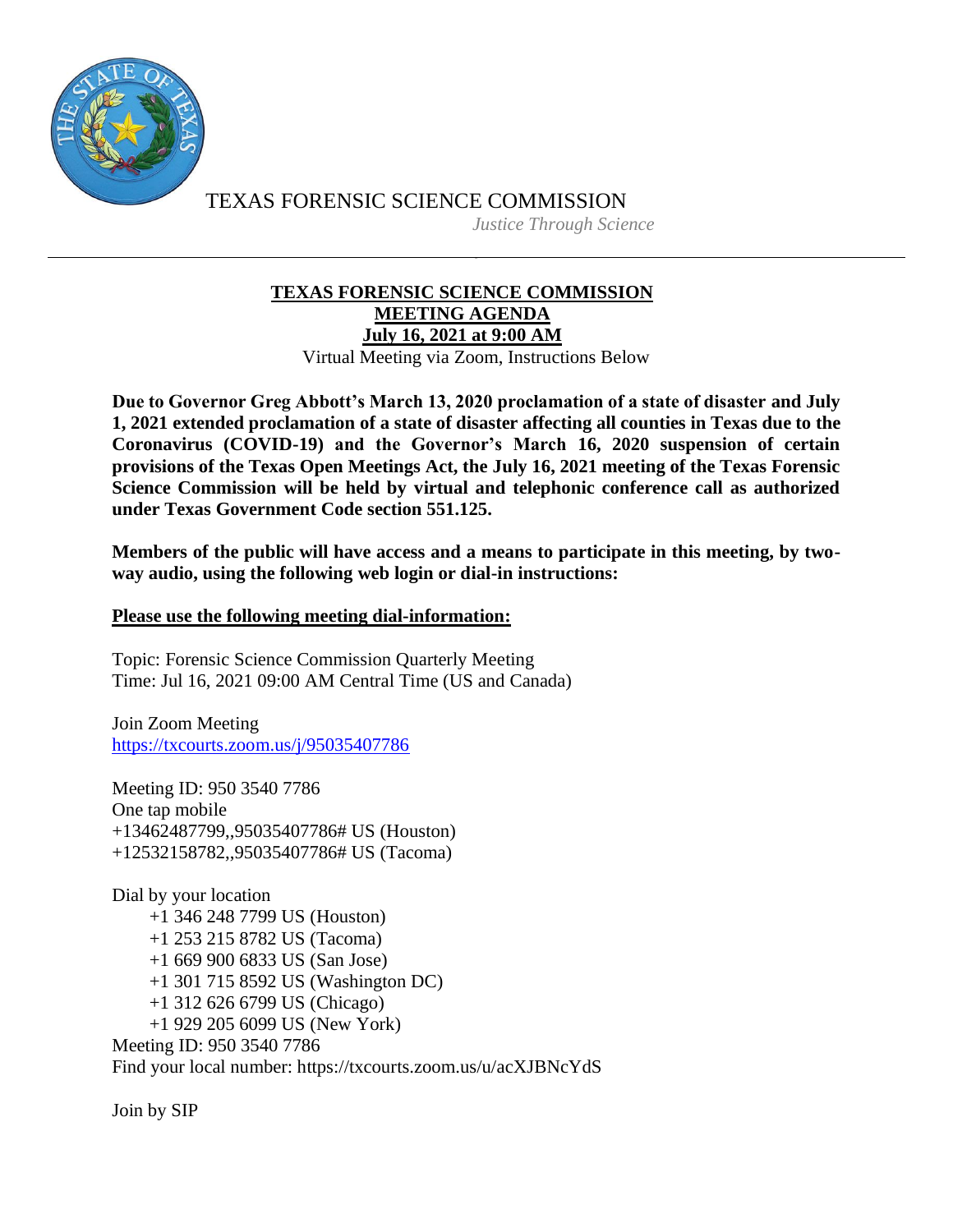TEXAS FORENSIC SCIENCE COMMISSION

*Justice Through Science*

---

**TEXAS FORENSIC SCIENCE COMMISSION**
**MEETING AGENDA**
**July 16, 2021 at 9:00 AM**

Virtual Meeting via Zoom, Instructions Below

**Due to Governor Greg Abbott's March 13, 2020 proclamation of a state of disaster and July 1, 2021 extended proclamation of a state of disaster affecting all counties in Texas due to the Coronavirus (COVID-19) and the Governor's March 16, 2020 suspension of certain provisions of the Texas Open Meetings Act, the July 16, 2021 meeting of the Texas Forensic Science Commission will be held by virtual and telephonic conference call as authorized under Texas Government Code section 551.125.**

**Members of the public will have access and a means to participate in this meeting, by two-way audio, using the following web login or dial-in instructions:**

**Please use the following meeting dial-information:**

Topic: Forensic Science Commission Quarterly Meeting
Time: Jul 16, 2021 09:00 AM Central Time (US and Canada)

Join Zoom Meeting
https://txcourts.zoom.us/j/95035407786

Meeting ID: 950 3540 7786
One tap mobile
+13462487799,,95035407786# US (Houston)
+12532158782,,95035407786# US (Tacoma)

Dial by your location
+1 346 248 7799 US (Houston)
+1 253 215 8782 US (Tacoma)
+1 669 900 6833 US (San Jose)
+1 301 715 8592 US (Washington DC)
+1 312 626 6799 US (Chicago)
+1 929 205 6099 US (New York)
Meeting ID: 950 3540 7786
Find your local number: https://txcourts.zoom.us/u/acXJBNcYdS

Join by SIP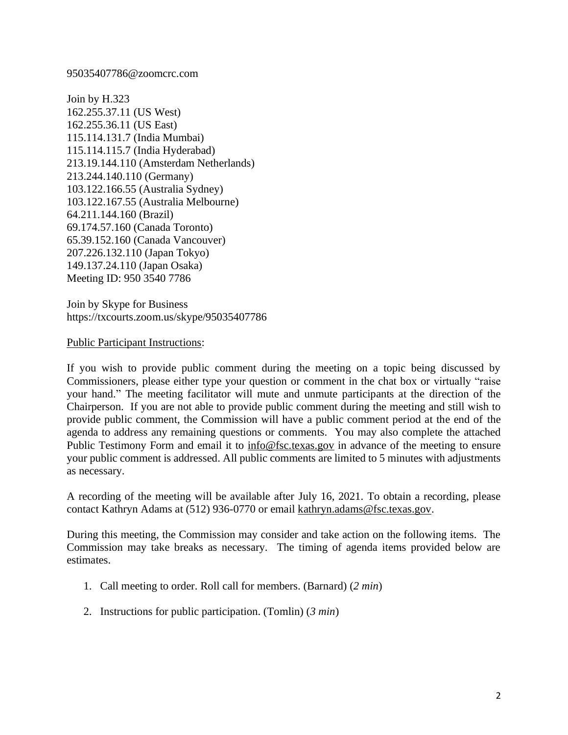95035407786@zoomcrc.com

Join by H.323
162.255.37.11 (US West)
162.255.36.11 (US East)
115.114.131.7 (India Mumbai)
115.114.115.7 (India Hyderabad)
213.19.144.110 (Amsterdam Netherlands)
213.244.140.110 (Germany)
103.122.166.55 (Australia Sydney)
103.122.167.55 (Australia Melbourne)
64.211.144.160 (Brazil)
69.174.57.160 (Canada Toronto)
65.39.152.160 (Canada Vancouver)
207.226.132.110 (Japan Tokyo)
149.137.24.110 (Japan Osaka)
Meeting ID: 950 3540 7786

Join by Skype for Business
https://txcourts.zoom.us/skype/95035407786

Public Participant Instructions:

If you wish to provide public comment during the meeting on a topic being discussed by Commissioners, please either type your question or comment in the chat box or virtually "raise your hand." The meeting facilitator will mute and unmute participants at the direction of the Chairperson. If you are not able to provide public comment during the meeting and still wish to provide public comment, the Commission will have a public comment period at the end of the agenda to address any remaining questions or comments. You may also complete the attached Public Testimony Form and email it to info@fsc.texas.gov in advance of the meeting to ensure your public comment is addressed. All public comments are limited to 5 minutes with adjustments as necessary.

A recording of the meeting will be available after July 16, 2021. To obtain a recording, please contact Kathryn Adams at (512) 936-0770 or email kathryn.adams@fsc.texas.gov.

During this meeting, the Commission may consider and take action on the following items. The Commission may take breaks as necessary. The timing of agenda items provided below are estimates.

1. Call meeting to order. Roll call for members. (Barnard) (*2 min*)

2. Instructions for public participation. (Tomlin) (*3 min*)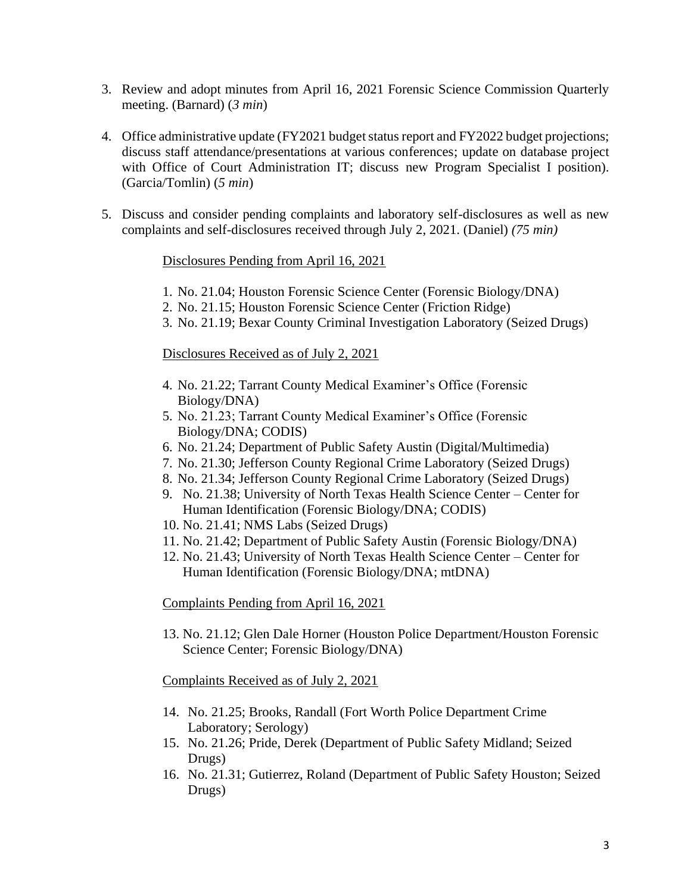3. Review and adopt minutes from April 16, 2021 Forensic Science Commission Quarterly meeting. (Barnard) (*3 min*)

4. Office administrative update (FY2021 budget status report and FY2022 budget projections; discuss staff attendance/presentations at various conferences; update on database project with Office of Court Administration IT; discuss new Program Specialist I position). (Garcia/Tomlin) (*5 min*)

5. Discuss and consider pending complaints and laboratory self-disclosures as well as new complaints and self-disclosures received through July 2, 2021. (Daniel) *(75 min)*

   <u>Disclosures Pending from April 16, 2021</u>

   1. No. 21.04; Houston Forensic Science Center (Forensic Biology/DNA)
   2. No. 21.15; Houston Forensic Science Center (Friction Ridge)
   3. No. 21.19; Bexar County Criminal Investigation Laboratory (Seized Drugs)

   <u>Disclosures Received as of July 2, 2021</u>

   4. No. 21.22; Tarrant County Medical Examiner's Office (Forensic Biology/DNA)
   5. No. 21.23; Tarrant County Medical Examiner's Office (Forensic Biology/DNA; CODIS)
   6. No. 21.24; Department of Public Safety Austin (Digital/Multimedia)
   7. No. 21.30; Jefferson County Regional Crime Laboratory (Seized Drugs)
   8. No. 21.34; Jefferson County Regional Crime Laboratory (Seized Drugs)
   9. No. 21.38; University of North Texas Health Science Center – Center for Human Identification (Forensic Biology/DNA; CODIS)
   10. No. 21.41; NMS Labs (Seized Drugs)
   11. No. 21.42; Department of Public Safety Austin (Forensic Biology/DNA)
   12. No. 21.43; University of North Texas Health Science Center – Center for Human Identification (Forensic Biology/DNA; mtDNA)

   <u>Complaints Pending from April 16, 2021</u>

   13. No. 21.12; Glen Dale Horner (Houston Police Department/Houston Forensic Science Center; Forensic Biology/DNA)

   <u>Complaints Received as of July 2, 2021</u>

   14. No. 21.25; Brooks, Randall (Fort Worth Police Department Crime Laboratory; Serology)
   15. No. 21.26; Pride, Derek (Department of Public Safety Midland; Seized Drugs)
   16. No. 21.31; Gutierrez, Roland (Department of Public Safety Houston; Seized Drugs)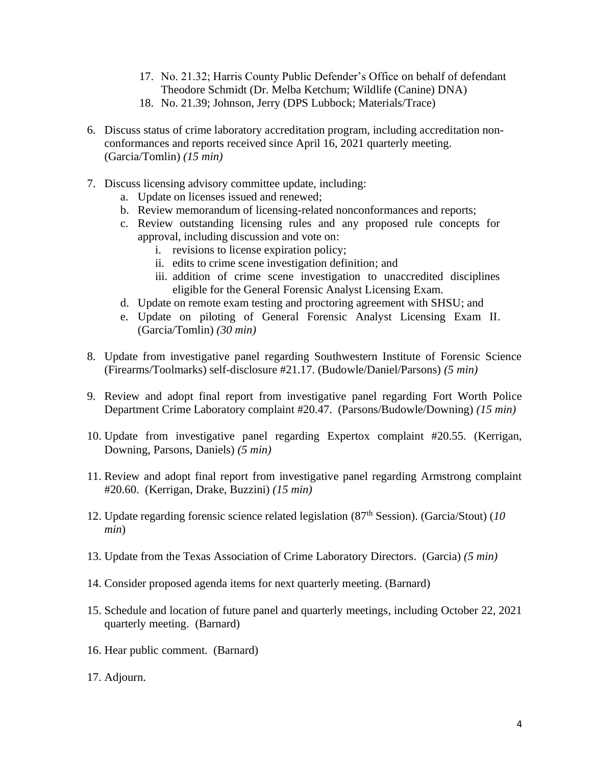17. No. 21.32; Harris County Public Defender's Office on behalf of defendant Theodore Schmidt (Dr. Melba Ketchum; Wildlife (Canine) DNA)
18. No. 21.39; Johnson, Jerry (DPS Lubbock; Materials/Trace)

6. Discuss status of crime laboratory accreditation program, including accreditation non-conformances and reports received since April 16, 2021 quarterly meeting. (Garcia/Tomlin) *(15 min)*

7. Discuss licensing advisory committee update, including:
   a. Update on licenses issued and renewed;
   b. Review memorandum of licensing-related nonconformances and reports;
   c. Review outstanding licensing rules and any proposed rule concepts for approval, including discussion and vote on:
      i. revisions to license expiration policy;
      ii. edits to crime scene investigation definition; and
      iii. addition of crime scene investigation to unaccredited disciplines eligible for the General Forensic Analyst Licensing Exam.
   d. Update on remote exam testing and proctoring agreement with SHSU; and
   e. Update on piloting of General Forensic Analyst Licensing Exam II. (Garcia/Tomlin) *(30 min)*

8. Update from investigative panel regarding Southwestern Institute of Forensic Science (Firearms/Toolmarks) self-disclosure #21.17. (Budowle/Daniel/Parsons) *(5 min)*

9. Review and adopt final report from investigative panel regarding Fort Worth Police Department Crime Laboratory complaint #20.47. (Parsons/Budowle/Downing) *(15 min)*

10. Update from investigative panel regarding Expertox complaint #20.55. (Kerrigan, Downing, Parsons, Daniels) *(5 min)*

11. Review and adopt final report from investigative panel regarding Armstrong complaint #20.60. (Kerrigan, Drake, Buzzini) *(15 min)*

12. Update regarding forensic science related legislation (87th Session). (Garcia/Stout) (*10 min*)

13. Update from the Texas Association of Crime Laboratory Directors. (Garcia) *(5 min)*

14. Consider proposed agenda items for next quarterly meeting. (Barnard)

15. Schedule and location of future panel and quarterly meetings, including October 22, 2021 quarterly meeting. (Barnard)

16. Hear public comment. (Barnard)

17. Adjourn.